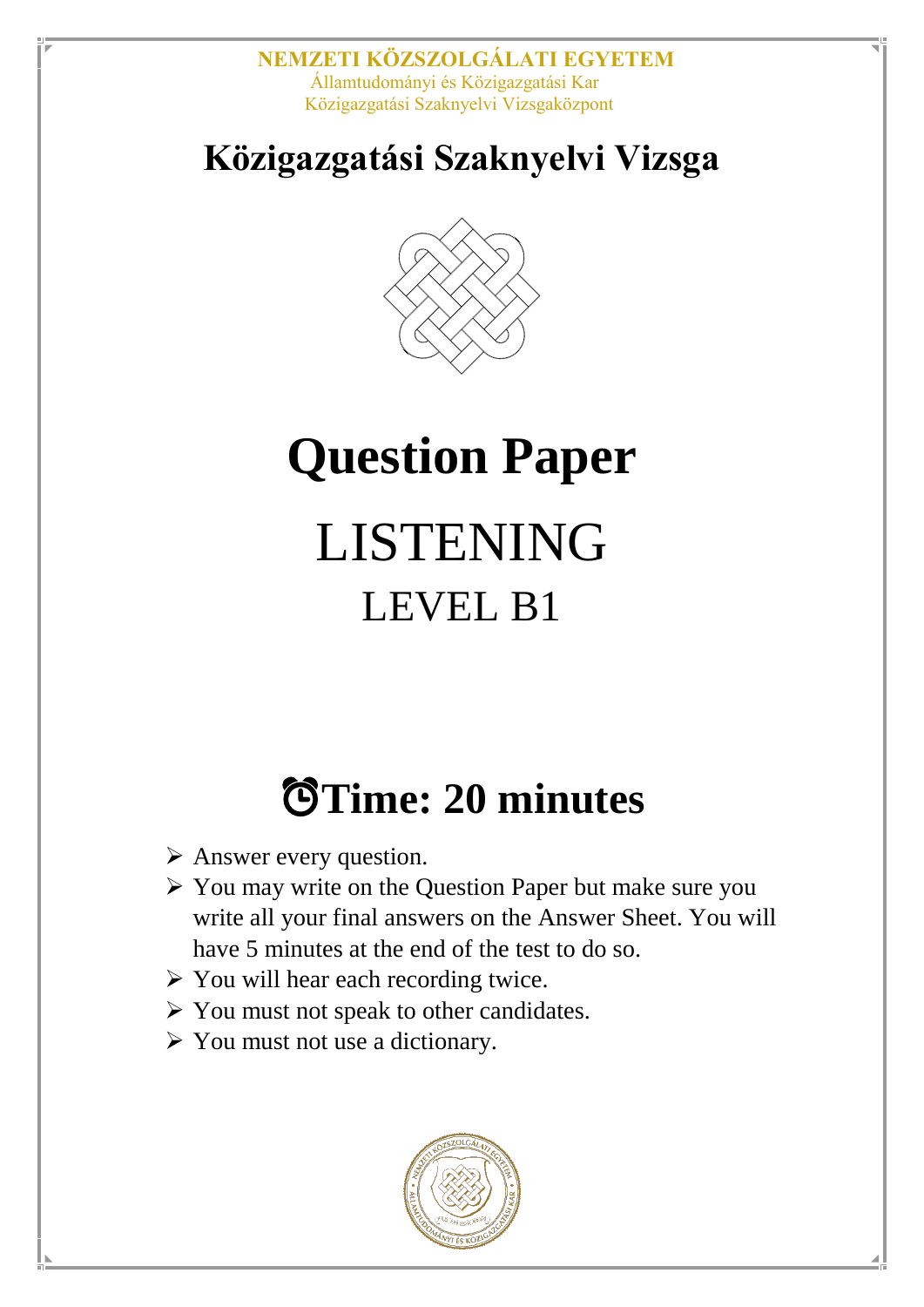NEMZETI KÖZSZOLGÁLATI EGYETEM
Államtudományi és Közigazgatási Kar
Közigazgatási Szaknyelvi Vizsgaközpont

## Közigazgatási Szaknyelvi Vizsga

# Question Paper

# LISTENING

## LEVEL B1

## ⏰Time: 20 minutes

- Answer every question.
- You may write on the Question Paper but make sure you write all your final answers on the Answer Sheet. You will have 5 minutes at the end of the test to do so.
- You will hear each recording twice.
- You must not speak to other candidates.
- You must not use a dictionary.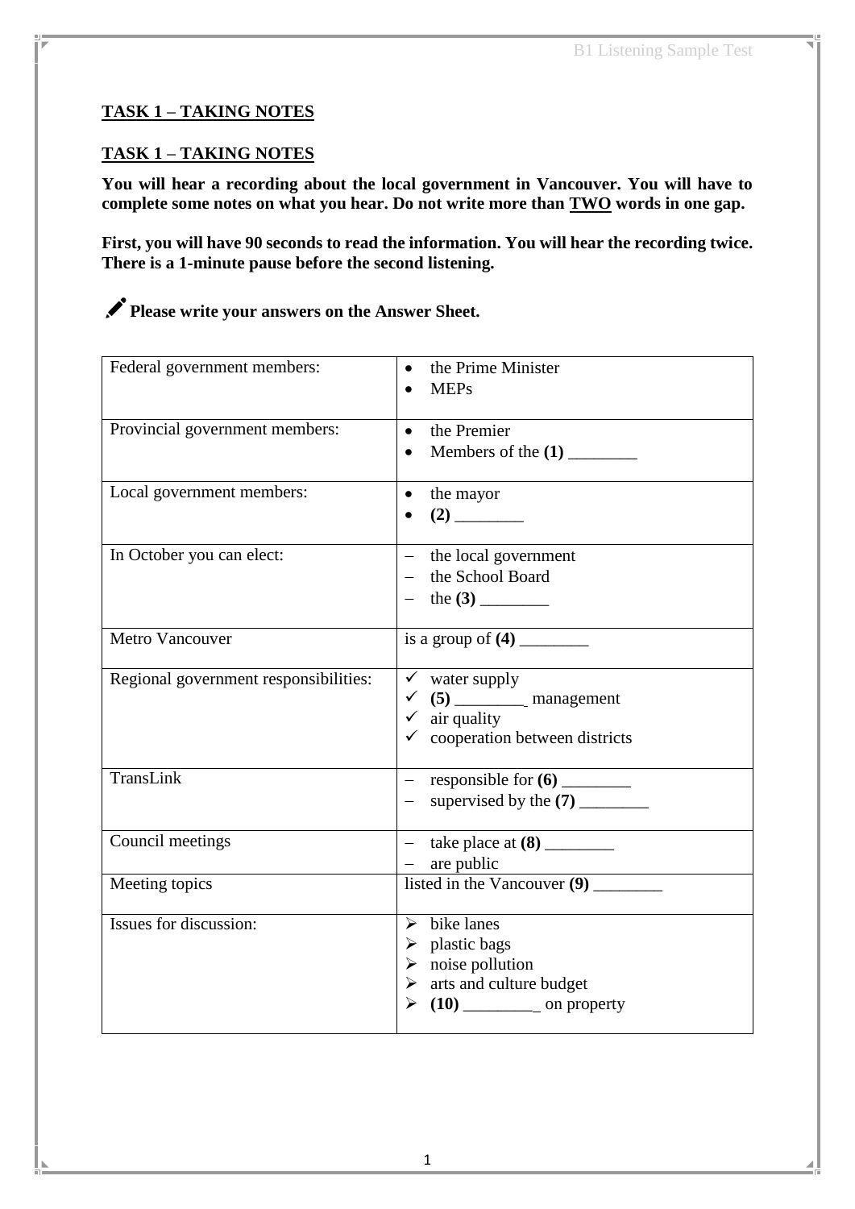## TASK 1 – TAKING NOTES

## TASK 1 – TAKING NOTES

**You will hear a recording about the local government in Vancouver. You will have to complete some notes on what you hear. Do not write more than TWO words in one gap.**

**First, you will have 90 seconds to read the information. You will hear the recording twice. There is a 1-minute pause before the second listening.**

✎ **Please write your answers on the Answer Sheet.**

| | |
|---|---|
| Federal government members: | • the Prime Minister<br>• MEPs |
| Provincial government members: | • the Premier<br>• Members of the **(1)** ________ |
| Local government members: | • the mayor<br>• **(2)** ________ |
| In October you can elect: | – the local government<br>– the School Board<br>– the **(3)** ________ |
| Metro Vancouver | is a group of **(4)** ________ |
| Regional government responsibilities: | ✓ water supply<br>✓ **(5)** ________ management<br>✓ air quality<br>✓ cooperation between districts |
| TransLink | – responsible for **(6)** ________<br>– supervised by the **(7)** ________ |
| Council meetings | – take place at **(8)** ________<br>– are public |
| Meeting topics | listed in the Vancouver **(9)** ________ |
| Issues for discussion: | ➢ bike lanes<br>➢ plastic bags<br>➢ noise pollution<br>➢ arts and culture budget<br>➢ **(10)** ________ on property |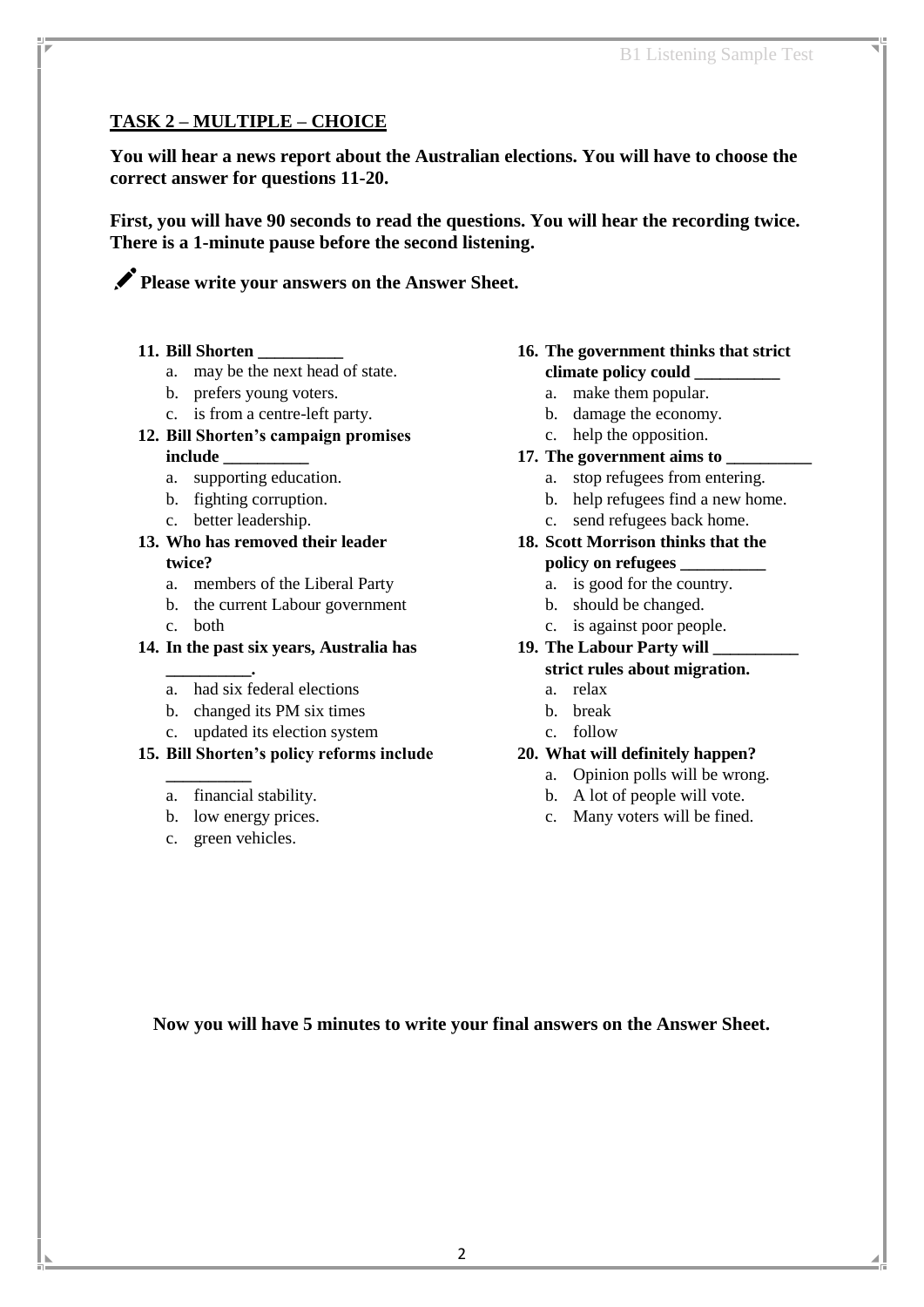## TASK 2 – MULTIPLE – CHOICE

**You will hear a news report about the Australian elections. You will have to choose the correct answer for questions 11-20.**

**First, you will have 90 seconds to read the questions. You will hear the recording twice. There is a 1-minute pause before the second listening.**

✎ **Please write your answers on the Answer Sheet.**

**11. Bill Shorten __________**
   a. may be the next head of state.
   b. prefers young voters.
   c. is from a centre-left party.

**12. Bill Shorten's campaign promises include __________**
   a. supporting education.
   b. fighting corruption.
   c. better leadership.

**13. Who has removed their leader twice?**
   a. members of the Liberal Party
   b. the current Labour government
   c. both

**14. In the past six years, Australia has __________.**
   a. had six federal elections
   b. changed its PM six times
   c. updated its election system

**15. Bill Shorten's policy reforms include __________**
   a. financial stability.
   b. low energy prices.
   c. green vehicles.

**16. The government thinks that strict climate policy could __________**
   a. make them popular.
   b. damage the economy.
   c. help the opposition.

**17. The government aims to __________**
   a. stop refugees from entering.
   b. help refugees find a new home.
   c. send refugees back home.

**18. Scott Morrison thinks that the policy on refugees __________**
   a. is good for the country.
   b. should be changed.
   c. is against poor people.

**19. The Labour Party will __________ strict rules about migration.**
   a. relax
   b. break
   c. follow

**20. What will definitely happen?**
   a. Opinion polls will be wrong.
   b. A lot of people will vote.
   c. Many voters will be fined.

**Now you will have 5 minutes to write your final answers on the Answer Sheet.**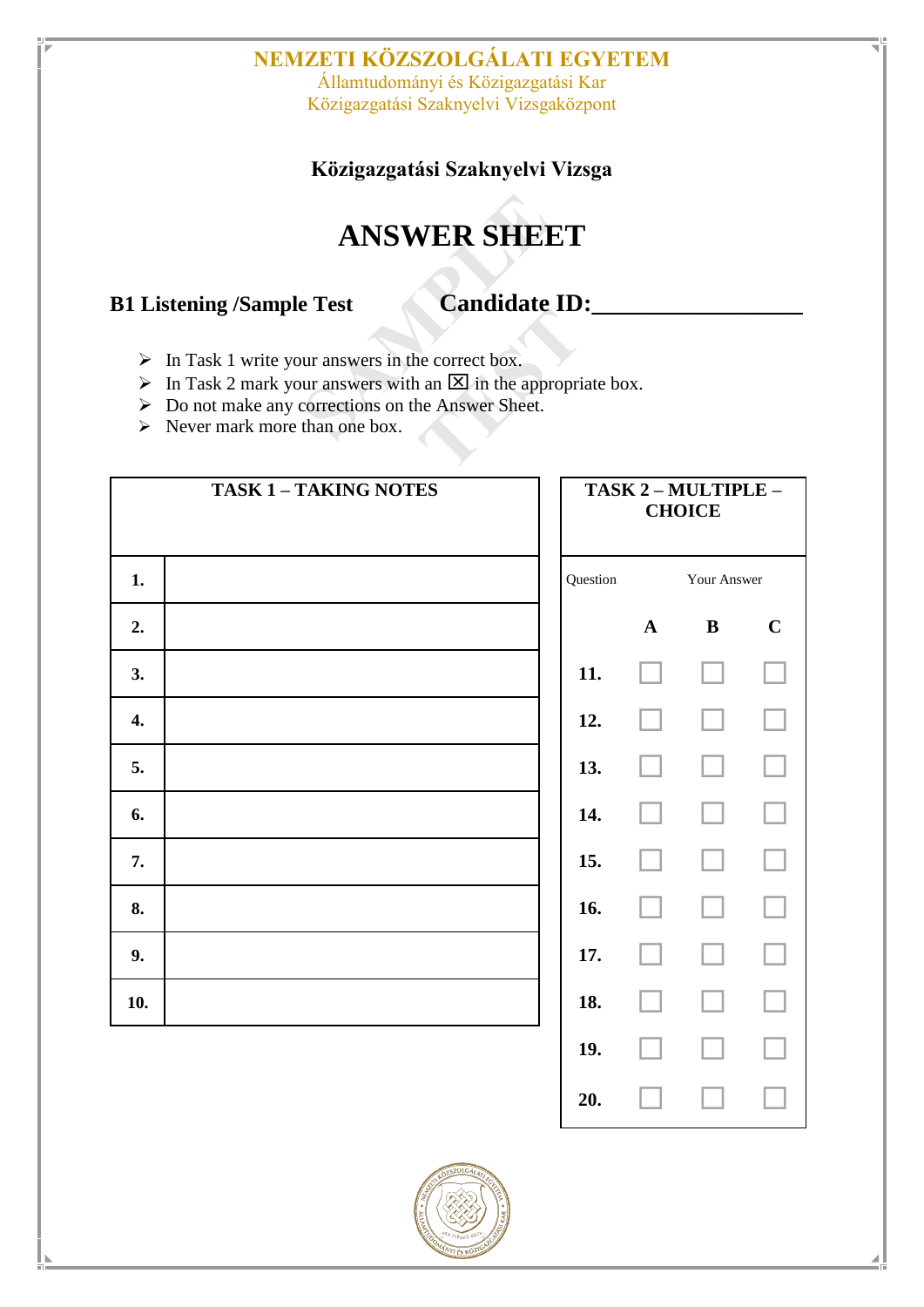**NEMZETI KÖZSZOLGÁLATI EGYETEM**
Államtudományi és Közigazgatási Kar
Közigazgatási Szaknyelvi Vizsgaközpont

**Közigazgatási Szaknyelvi Vizsga**

# ANSWER SHEET

**B1 Listening /Sample Test** **Candidate ID:________________**

- In Task 1 write your answers in the correct box.
- In Task 2 mark your answers with an ☒ in the appropriate box.
- Do not make any corrections on the Answer Sheet.
- Never mark more than one box.

| **TASK 1 – TAKING NOTES** | |
|---|---|
| **1.** | |
| **2.** | |
| **3.** | |
| **4.** | |
| **5.** | |
| **6.** | |
| **7.** | |
| **8.** | |
| **9.** | |
| **10.** | |

**TASK 2 – MULTIPLE – CHOICE**

| Question | Your Answer | | |
|---|---|---|---|
| | **A** | **B** | **C** |
| **11.** | ☐ | ☐ | ☐ |
| **12.** | ☐ | ☐ | ☐ |
| **13.** | ☐ | ☐ | ☐ |
| **14.** | ☐ | ☐ | ☐ |
| **15.** | ☐ | ☐ | ☐ |
| **16.** | ☐ | ☐ | ☐ |
| **17.** | ☐ | ☐ | ☐ |
| **18.** | ☐ | ☐ | ☐ |
| **19.** | ☐ | ☐ | ☐ |
| **20.** | ☐ | ☐ | ☐ |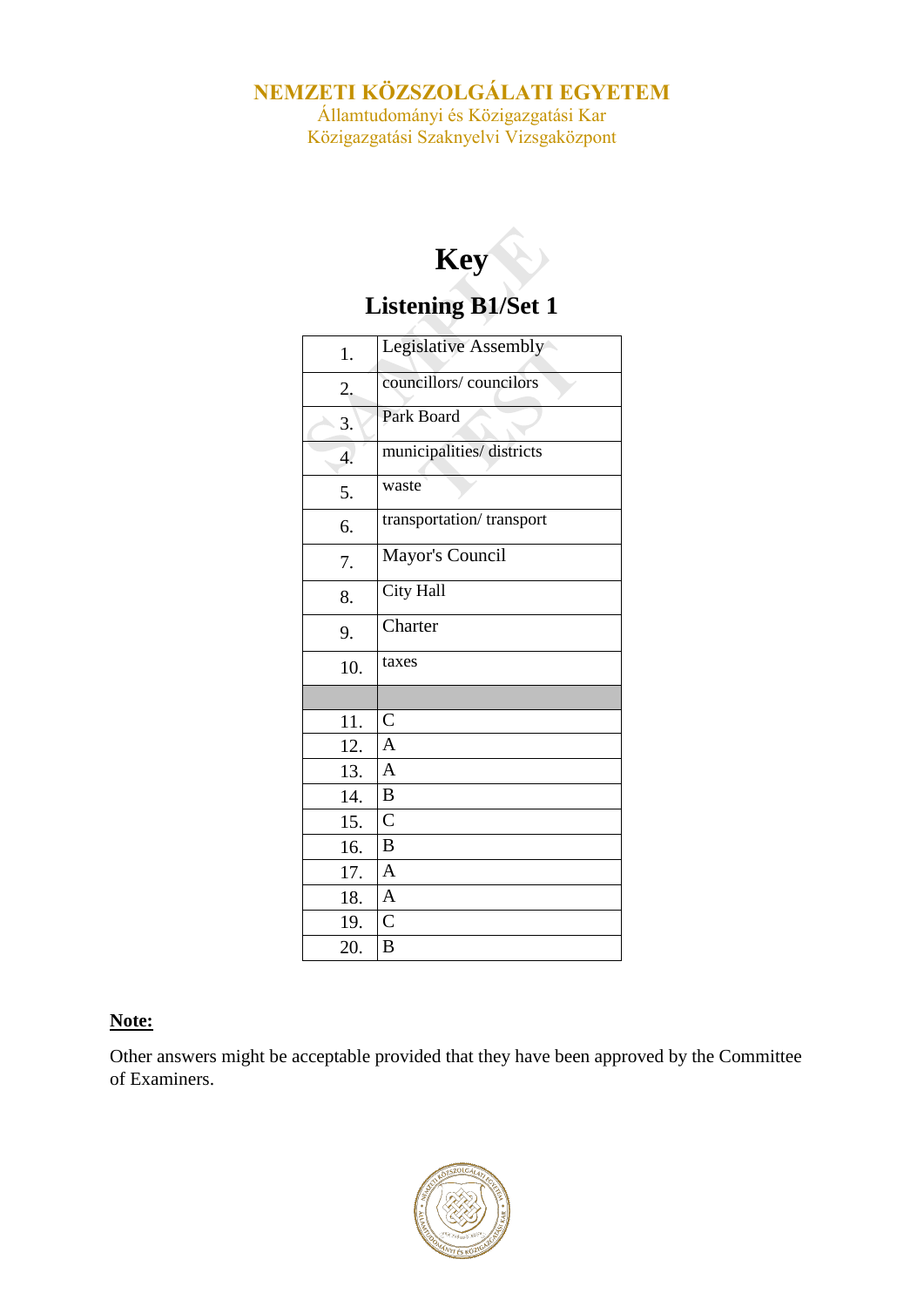**NEMZETI KÖZSZOLGÁLATI EGYETEM**
Államtudományi és Közigazgatási Kar
Közigazgatási Szaknyelvi Vizsgaközpont

# Key

## Listening B1/Set 1

| | |
|---|---|
| 1. | Legislative Assembly |
| 2. | councillors/ councilors |
| 3. | Park Board |
| 4. | municipalities/ districts |
| 5. | waste |
| 6. | transportation/ transport |
| 7. | Mayor's Council |
| 8. | City Hall |
| 9. | Charter |
| 10. | taxes |
| | |
| 11. | C |
| 12. | A |
| 13. | A |
| 14. | B |
| 15. | C |
| 16. | B |
| 17. | A |
| 18. | A |
| 19. | C |
| 20. | B |

**Note:**

Other answers might be acceptable provided that they have been approved by the Committee of Examiners.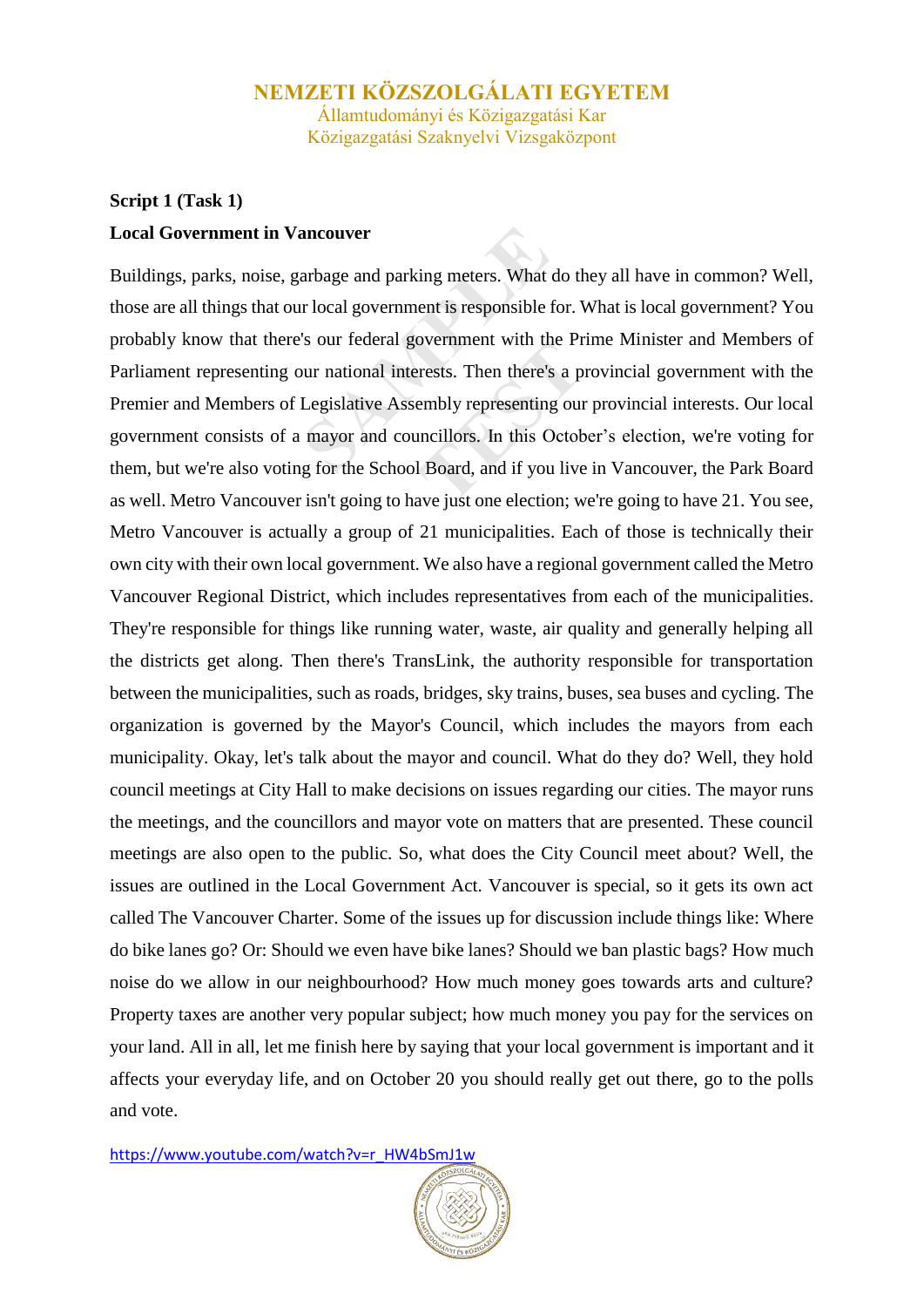NEMZETI KÖZSZOLGÁLATI EGYETEM
Államtudományi és Közigazgatási Kar
Közigazgatási Szaknyelvi Vizsgaközpont

**Script 1 (Task 1)**

**Local Government in Vancouver**

Buildings, parks, noise, garbage and parking meters. What do they all have in common? Well, those are all things that our local government is responsible for. What is local government? You probably know that there's our federal government with the Prime Minister and Members of Parliament representing our national interests. Then there's a provincial government with the Premier and Members of Legislative Assembly representing our provincial interests. Our local government consists of a mayor and councillors. In this October's election, we're voting for them, but we're also voting for the School Board, and if you live in Vancouver, the Park Board as well. Metro Vancouver isn't going to have just one election; we're going to have 21. You see, Metro Vancouver is actually a group of 21 municipalities. Each of those is technically their own city with their own local government. We also have a regional government called the Metro Vancouver Regional District, which includes representatives from each of the municipalities. They're responsible for things like running water, waste, air quality and generally helping all the districts get along. Then there's TransLink, the authority responsible for transportation between the municipalities, such as roads, bridges, sky trains, buses, sea buses and cycling. The organization is governed by the Mayor's Council, which includes the mayors from each municipality. Okay, let's talk about the mayor and council. What do they do? Well, they hold council meetings at City Hall to make decisions on issues regarding our cities. The mayor runs the meetings, and the councillors and mayor vote on matters that are presented. These council meetings are also open to the public. So, what does the City Council meet about? Well, the issues are outlined in the Local Government Act. Vancouver is special, so it gets its own act called The Vancouver Charter. Some of the issues up for discussion include things like: Where do bike lanes go? Or: Should we even have bike lanes? Should we ban plastic bags? How much noise do we allow in our neighbourhood? How much money goes towards arts and culture? Property taxes are another very popular subject; how much money you pay for the services on your land. All in all, let me finish here by saying that your local government is important and it affects your everyday life, and on October 20 you should really get out there, go to the polls and vote.

https://www.youtube.com/watch?v=r_HW4bSmJ1w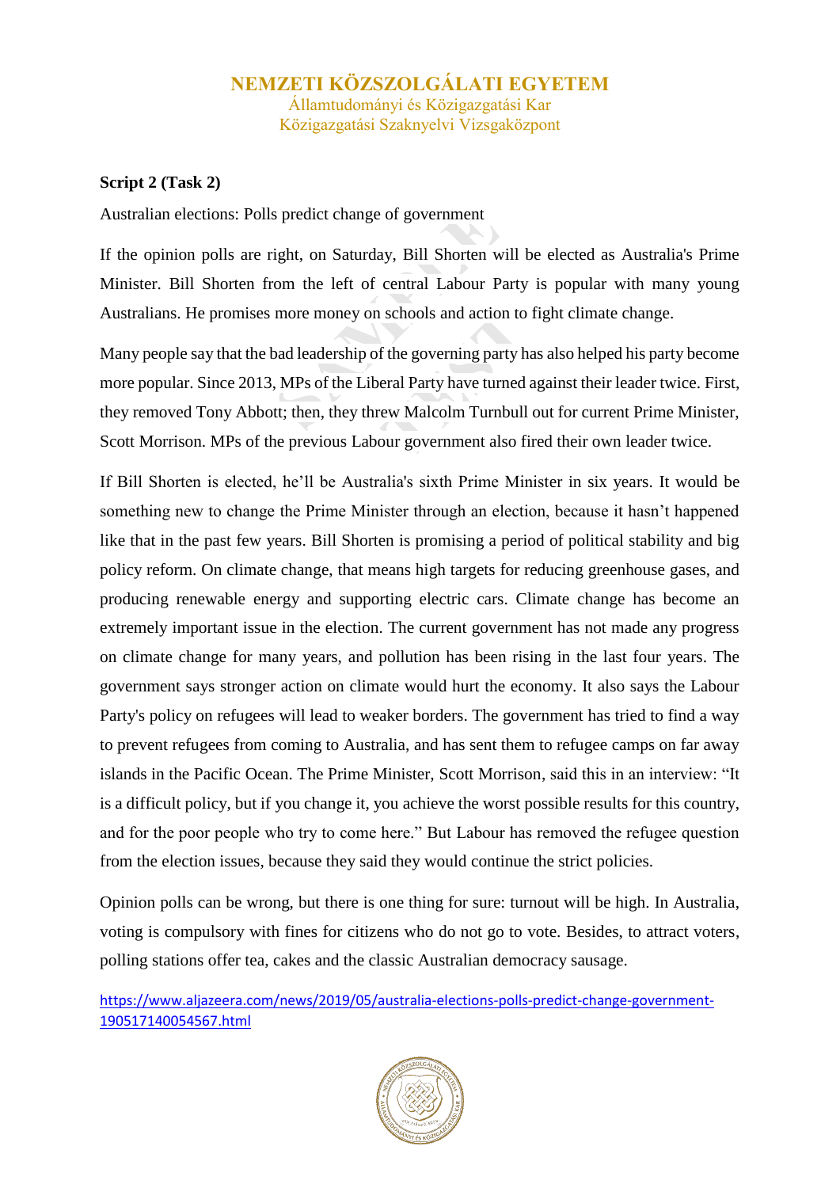**NEMZETI KÖZSZOLGÁLATI EGYETEM**
Államtudományi és Közigazgatási Kar
Közigazgatási Szaknyelvi Vizsgaközpont

**Script 2 (Task 2)**

Australian elections: Polls predict change of government

If the opinion polls are right, on Saturday, Bill Shorten will be elected as Australia's Prime Minister. Bill Shorten from the left of central Labour Party is popular with many young Australians. He promises more money on schools and action to fight climate change.

Many people say that the bad leadership of the governing party has also helped his party become more popular. Since 2013, MPs of the Liberal Party have turned against their leader twice. First, they removed Tony Abbott; then, they threw Malcolm Turnbull out for current Prime Minister, Scott Morrison. MPs of the previous Labour government also fired their own leader twice.

If Bill Shorten is elected, he'll be Australia's sixth Prime Minister in six years. It would be something new to change the Prime Minister through an election, because it hasn't happened like that in the past few years. Bill Shorten is promising a period of political stability and big policy reform. On climate change, that means high targets for reducing greenhouse gases, and producing renewable energy and supporting electric cars. Climate change has become an extremely important issue in the election. The current government has not made any progress on climate change for many years, and pollution has been rising in the last four years. The government says stronger action on climate would hurt the economy. It also says the Labour Party's policy on refugees will lead to weaker borders. The government has tried to find a way to prevent refugees from coming to Australia, and has sent them to refugee camps on far away islands in the Pacific Ocean. The Prime Minister, Scott Morrison, said this in an interview: "It is a difficult policy, but if you change it, you achieve the worst possible results for this country, and for the poor people who try to come here." But Labour has removed the refugee question from the election issues, because they said they would continue the strict policies.

Opinion polls can be wrong, but there is one thing for sure: turnout will be high. In Australia, voting is compulsory with fines for citizens who do not go to vote. Besides, to attract voters, polling stations offer tea, cakes and the classic Australian democracy sausage.

https://www.aljazeera.com/news/2019/05/australia-elections-polls-predict-change-government-190517140054567.html